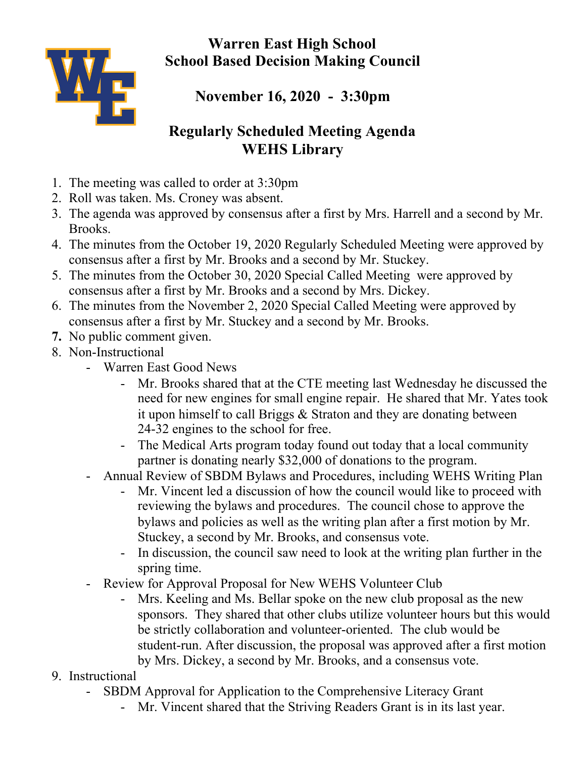# Warren East High School
# School Based Decision Making Council

## November 16, 2020 - 3:30pm

## Regularly Scheduled Meeting Agenda
## WEHS Library

1. The meeting was called to order at 3:30pm
2. Roll was taken. Ms. Croney was absent.
3. The agenda was approved by consensus after a first by Mrs. Harrell and a second by Mr. Brooks.
4. The minutes from the October 19, 2020 Regularly Scheduled Meeting were approved by consensus after a first by Mr. Brooks and a second by Mr. Stuckey.
5. The minutes from the October 30, 2020 Special Called Meeting were approved by consensus after a first by Mr. Brooks and a second by Mrs. Dickey.
6. The minutes from the November 2, 2020 Special Called Meeting were approved by consensus after a first by Mr. Stuckey and a second by Mr. Brooks.
7. No public comment given.
8. Non-Instructional
   - Warren East Good News
     - Mr. Brooks shared that at the CTE meeting last Wednesday he discussed the need for new engines for small engine repair. He shared that Mr. Yates took it upon himself to call Briggs & Straton and they are donating between 24-32 engines to the school for free.
     - The Medical Arts program today found out today that a local community partner is donating nearly $32,000 of donations to the program.
   - Annual Review of SBDM Bylaws and Procedures, including WEHS Writing Plan
     - Mr. Vincent led a discussion of how the council would like to proceed with reviewing the bylaws and procedures. The council chose to approve the bylaws and policies as well as the writing plan after a first motion by Mr. Stuckey, a second by Mr. Brooks, and consensus vote.
     - In discussion, the council saw need to look at the writing plan further in the spring time.
   - Review for Approval Proposal for New WEHS Volunteer Club
     - Mrs. Keeling and Ms. Bellar spoke on the new club proposal as the new sponsors. They shared that other clubs utilize volunteer hours but this would be strictly collaboration and volunteer-oriented. The club would be student-run. After discussion, the proposal was approved after a first motion by Mrs. Dickey, a second by Mr. Brooks, and a consensus vote.
9. Instructional
   - SBDM Approval for Application to the Comprehensive Literacy Grant
     - Mr. Vincent shared that the Striving Readers Grant is in its last year.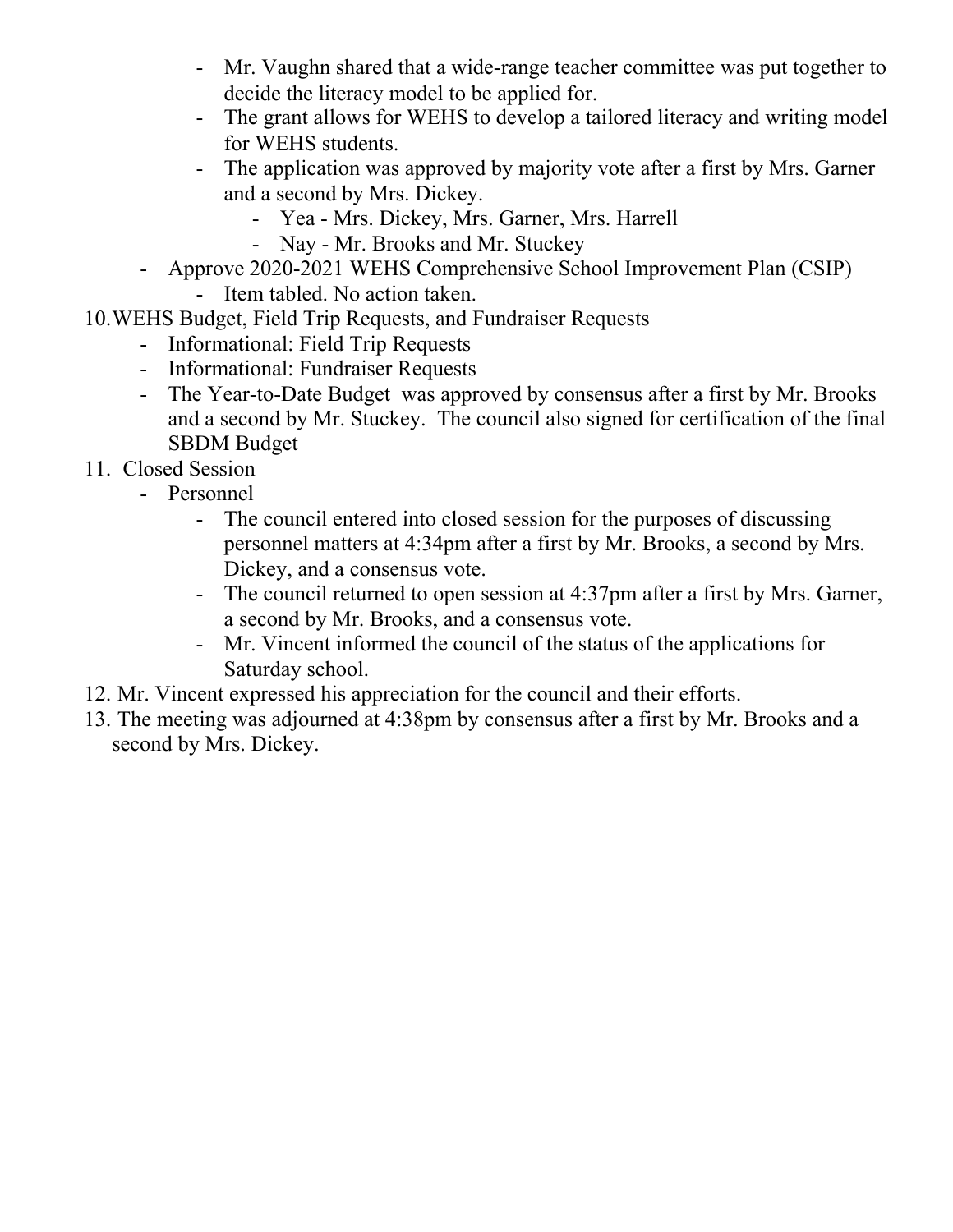- Mr. Vaughn shared that a wide-range teacher committee was put together to decide the literacy model to be applied for.
- The grant allows for WEHS to develop a tailored literacy and writing model for WEHS students.
- The application was approved by majority vote after a first by Mrs. Garner and a second by Mrs. Dickey.
  - Yea - Mrs. Dickey, Mrs. Garner, Mrs. Harrell
  - Nay - Mr. Brooks and Mr. Stuckey
- Approve 2020-2021 WEHS Comprehensive School Improvement Plan (CSIP)
  - Item tabled. No action taken.

10. WEHS Budget, Field Trip Requests, and Fundraiser Requests
    - Informational: Field Trip Requests
    - Informational: Fundraiser Requests
    - The Year-to-Date Budget was approved by consensus after a first by Mr. Brooks and a second by Mr. Stuckey. The council also signed for certification of the final SBDM Budget
11. Closed Session
    - Personnel
      - The council entered into closed session for the purposes of discussing personnel matters at 4:34pm after a first by Mr. Brooks, a second by Mrs. Dickey, and a consensus vote.
      - The council returned to open session at 4:37pm after a first by Mrs. Garner, a second by Mr. Brooks, and a consensus vote.
      - Mr. Vincent informed the council of the status of the applications for Saturday school.
12. Mr. Vincent expressed his appreciation for the council and their efforts.
13. The meeting was adjourned at 4:38pm by consensus after a first by Mr. Brooks and a second by Mrs. Dickey.